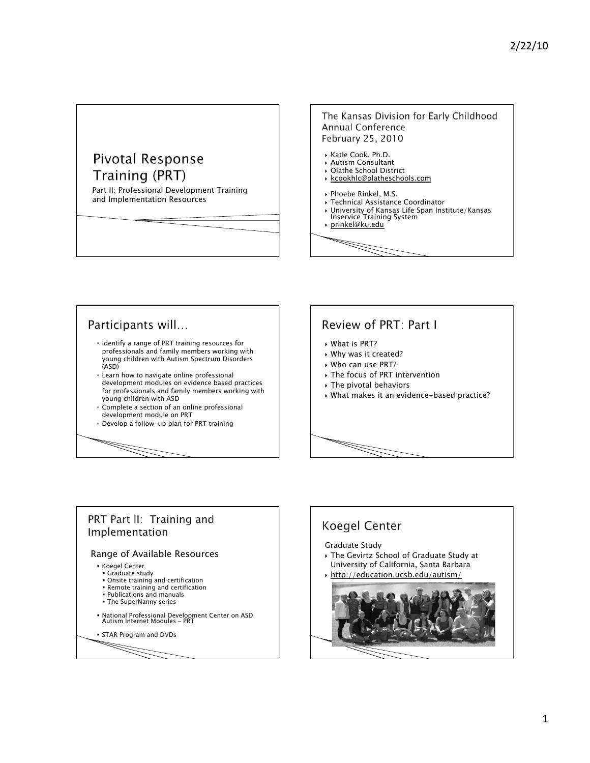# Pivotal Response Training (PRT)

Part II: Professional Development Training and Implementation Resources

## The Kansas Division for Early Childhood Annual Conference February 25, 2010

- Katie Cook, Ph.D.
- Autism Consultant
- Olathe School District
- kcookhlc@olatheschools.com

- Phoebe Rinkel, M.S.
- Technical Assistance Coordinator
- University of Kansas Life Span Institute/Kansas Inservice Training System
- prinkel@ku.edu

## Participants will…

- Identify a range of PRT training resources for professionals and family members working with young children with Autism Spectrum Disorders (ASD)
- Learn how to navigate online professional development modules on evidence based practices for professionals and family members working with young children with ASD
- Complete a section of an online professional development module on PRT
- Develop a follow-up plan for PRT training

## Review of PRT: Part I

- What is PRT?
- Why was it created?
- Who can use PRT?
- The focus of PRT intervention
- The pivotal behaviors
- What makes it an evidence-based practice?

## PRT Part II: Training and Implementation

### Range of Available Resources

- Koegel Center
  - Graduate study
  - Onsite training and certification
  - Remote training and certification
  - Publications and manuals
  - The SuperNanny series
- National Professional Development Center on ASD Autism Internet Modules – PRT
- STAR Program and DVDs

## Koegel Center

Graduate Study

- The Gevirtz School of Graduate Study at University of California, Santa Barbara
- http://education.ucsb.edu/autism/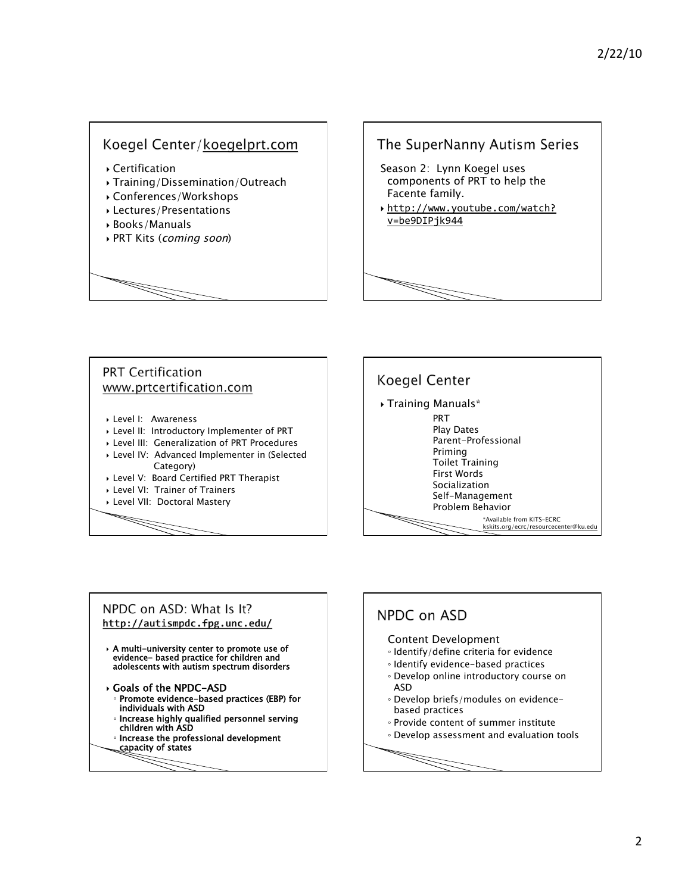## Koegel Center/koegelprt.com

- Certification
- Training/Dissemination/Outreach
- Conferences/Workshops
- Lectures/Presentations
- Books/Manuals
- PRT Kits (*coming soon*)

## The SuperNanny Autism Series

Season 2: Lynn Koegel uses components of PRT to help the Facente family.

- http://www.youtube.com/watch?v=be9DIPjk944

## PRT Certification www.prtcertification.com

- Level I: Awareness
- Level II: Introductory Implementer of PRT
- Level III: Generalization of PRT Procedures
- Level IV: Advanced Implementer in (Selected Category)
- Level V: Board Certified PRT Therapist
- Level VI: Trainer of Trainers
- Level VII: Doctoral Mastery

## Koegel Center

- Training Manuals*
  - PRT
  - Play Dates
  - Parent-Professional
  - Priming
  - Toilet Training
  - First Words
  - Socialization
  - Self-Management
  - Problem Behavior

*Available from KITS-ECRC kskits.org/ecrc/resourcecenter@ku.edu

## NPDC on ASD: What Is It? http://autismpdc.fpg.unc.edu/

- **A multi-university center to promote use of evidence- based practice for children and adolescents with autism spectrum disorders**
- **Goals of the NPDC-ASD**
  - **Promote evidence-based practices (EBP) for individuals with ASD**
  - **Increase highly qualified personnel serving children with ASD**
  - **Increase the professional development capacity of states**

## NPDC on ASD

Content Development

- Identify/define criteria for evidence
- Identify evidence-based practices
- Develop online introductory course on ASD
- Develop briefs/modules on evidence-based practices
- Provide content of summer institute
- Develop assessment and evaluation tools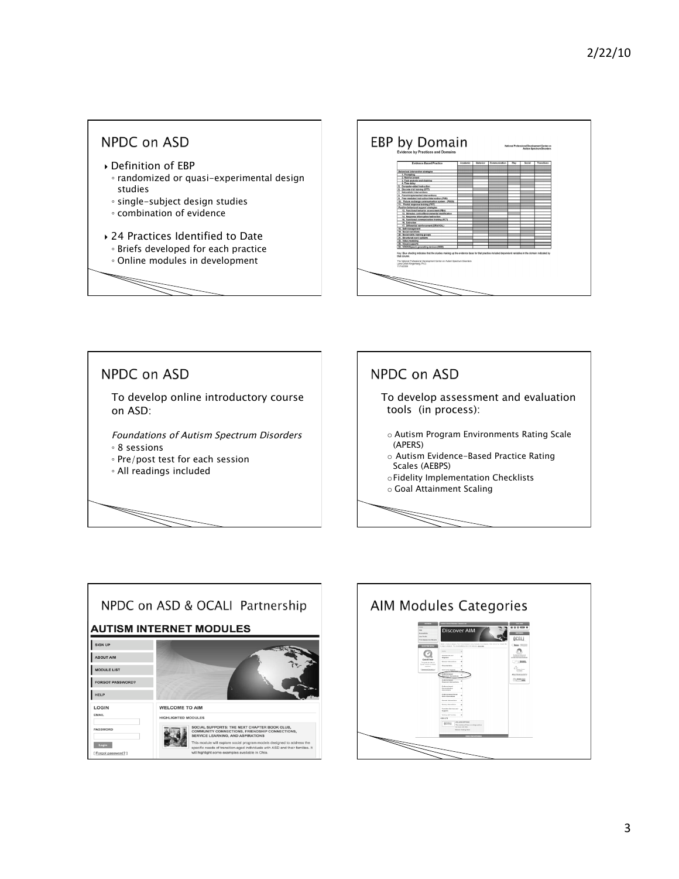## NPDC on ASD

- Definition of EBP
  - randomized or quasi-experimental design studies
  - single-subject design studies
  - combination of evidence
- 24 Practices Identified to Date
  - Briefs developed for each practice
  - Online modules in development

## EBP by Domain

National Professional Development Center on Autism Spectrum Disorders

Evidence by Practices and Domains

| Evidence-Based Practice | Academic | Behavior | Communication | Play | Social | Transitions |
|---|---|---|---|---|---|---|
| *Behavioral intervention strategies* | | | | | | |
| 1. Prompting | | | | | | |
| 2. Reinforcement | | | | | | |
| 3. Task analysis and chaining | | | | | | |
| 4. Time delay | | | | | | |
| 5. Computer-aided instruction | | | | | | |
| 6. Discrete trial training (DTT) | | | | | | |
| 7. Naturalistic interventions | | | | | | |
| 8. Parent-implemented interventions | | | | | | |
| 9. Peer-mediated instruction/intervention (PMII) | | | | | | |
| 10. Picture exchange communication system (PECS) | | | | | | |
| 11. Pivotal response training (PRT) | | | | | | |
| *Positive behavioral support strategies* | | | | | | |
| 12. Functional behavior assessment (FBA) | | | | | | |
| 13. Stimulus control/environmental modification | | | | | | |
| 14. Response interruption/redirection | | | | | | |
| 15. Functional communication training (FCT) | | | | | | |
| 16. Extinction | | | | | | |
| 17. Differential reinforcement (DRA/I/O/L) | | | | | | |
| 18. Self-management | | | | | | |
| 19. Social narratives | | | | | | |
| 20. Social skills training groups | | | | | | |
| 21. Structured work systems | | | | | | |
| 22. Video modeling | | | | | | |
| 23. Visual supports | | | | | | |
| 24. VOCA/Speech generating devices (SGD) | | | | | | |

Key: Blue shading indicates that the studies making up the evidence base for that practice included dependent variables in the domain indicated by that column.

The National Professional Development Center on Autism Spectrum Disorders
Lana Collet-Klingenberg, Ph.D.
11/14/2008

## NPDC on ASD

To develop online introductory course on ASD:

*Foundations of Autism Spectrum Disorders*

- 8 sessions
- Pre/post test for each session
- All readings included

## NPDC on ASD

To develop assessment and evaluation tools (in process):

- Autism Program Environments Rating Scale (APERS)
- Autism Evidence-Based Practice Rating Scales (AEBPS)
- Fidelity Implementation Checklists
- Goal Attainment Scaling

## NPDC on ASD & OCALI Partnership

**AUTISM INTERNET MODULES**

SIGN UP

ABOUT AIM

MODULE LIST

FORGOT PASSWORD?

HELP

LOGIN

EMAIL

PASSWORD

Login

[ Forgot password? ]

WELCOME TO AIM

HIGHLIGHTED MODULES

SOCIAL SUPPORTS: THE NEXT CHAPTER BOOK CLUB, COMMUNITY CONNECTIONS, FRIENDSHIP CONNECTIONS, SERVICE LEARNING, AND ASPIRATIONS

This module will explore social program models designed to address the specific needs of transition-aged individuals with ASD and their families. It will highlight some examples available in Ohio.

## AIM Modules Categories

Discover AIM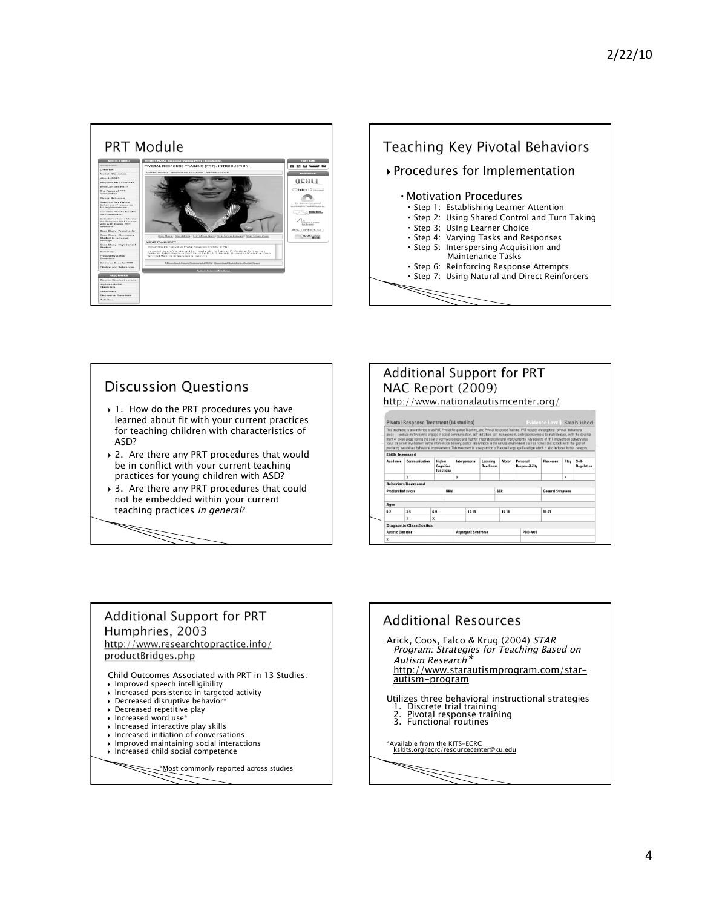## PRT Module

## Teaching Key Pivotal Behaviors

- Procedures for Implementation
  - Motivation Procedures
    - Step 1: Establishing Learner Attention
    - Step 2: Using Shared Control and Turn Taking
    - Step 3: Using Learner Choice
    - Step 4: Varying Tasks and Responses
    - Step 5: Interspersing Acquisition and Maintenance Tasks
    - Step 6: Reinforcing Response Attempts
    - Step 7: Using Natural and Direct Reinforcers

## Discussion Questions

- 1. How do the PRT procedures you have learned about fit with your current practices for teaching children with characteristics of ASD?
- 2. Are there any PRT procedures that would be in conflict with your current teaching practices for young children with ASD?
- 3. Are there any PRT procedures that could not be embedded within your current teaching practices *in general*?

## Additional Support for PRT NAC Report (2009)

http://www.nationalautismcenter.org/

**Pivotal Response Treatment (14 studies)** — Evidence Level: Established

This treatment is also referred to as PRT, Pivotal Response Teaching, and Pivotal Response Training. PRT focuses on targeting "pivotal" behavioral areas — such as motivation to engage in social communication, self-initiation, self-management, and responsiveness to multiple cues, with the development of these areas having the goal of very widespread and fluently integrated collateral improvements. Key aspects of PRT intervention delivery also focus on parent involvement in the intervention delivery, and on intervention in the natural environment such as homes and schools with the goal of producing naturalized behavioral improvements. This treatment is an expansion of Natural Language Paradigm which is also included in this category.

**Skills Increased**

| Academic | Communication | Higher Cognitive Functions | Interpersonal | Learning Readiness | Motor | Personal Responsibility | Placement | Play | Self-Regulation |
|---|---|---|---|---|---|---|---|---|---|
| | X | | X | | | | | X | |

**Behaviors Decreased**

| Problem Behaviors | RRN | SER | General Symptoms |
|---|---|---|---|
| | | | |

**Ages**

| 0-2 | 3-5 | 6-9 | 10-14 | 15-18 | 19-21 |
|---|---|---|---|---|---|
| | X | X | | | |

**Diagnostic Classification**

| Autistic Disorder | Asperger's Syndrome | PDD-NOS |
|---|---|---|
| X | | |

## Additional Support for PRT Humphries, 2003

http://www.researchtopractice.info/productBridges.php

Child Outcomes Associated with PRT in 13 Studies:

- Improved speech intelligibility
- Increased persistence in targeted activity
- Decreased disruptive behavior*
- Decreased repetitive play
- Increased word use*
- Increased interactive play skills
- Increased initiation of conversations
- Improved maintaining social interactions
- Increased child social competence

*Most commonly reported across studies

## Additional Resources

Arick, Coos, Falco & Krug (2004) *STAR Program: Strategies for Teaching Based on Autism Research**
http://www.starautismprogram.com/star-autism-program

Utilizes three behavioral instructional strategies

1. Discrete trial training
2. Pivotal response training
3. Functional routines

*Available from the KITS-ECRC
kskits.org/ecrc/resourcecenter@ku.edu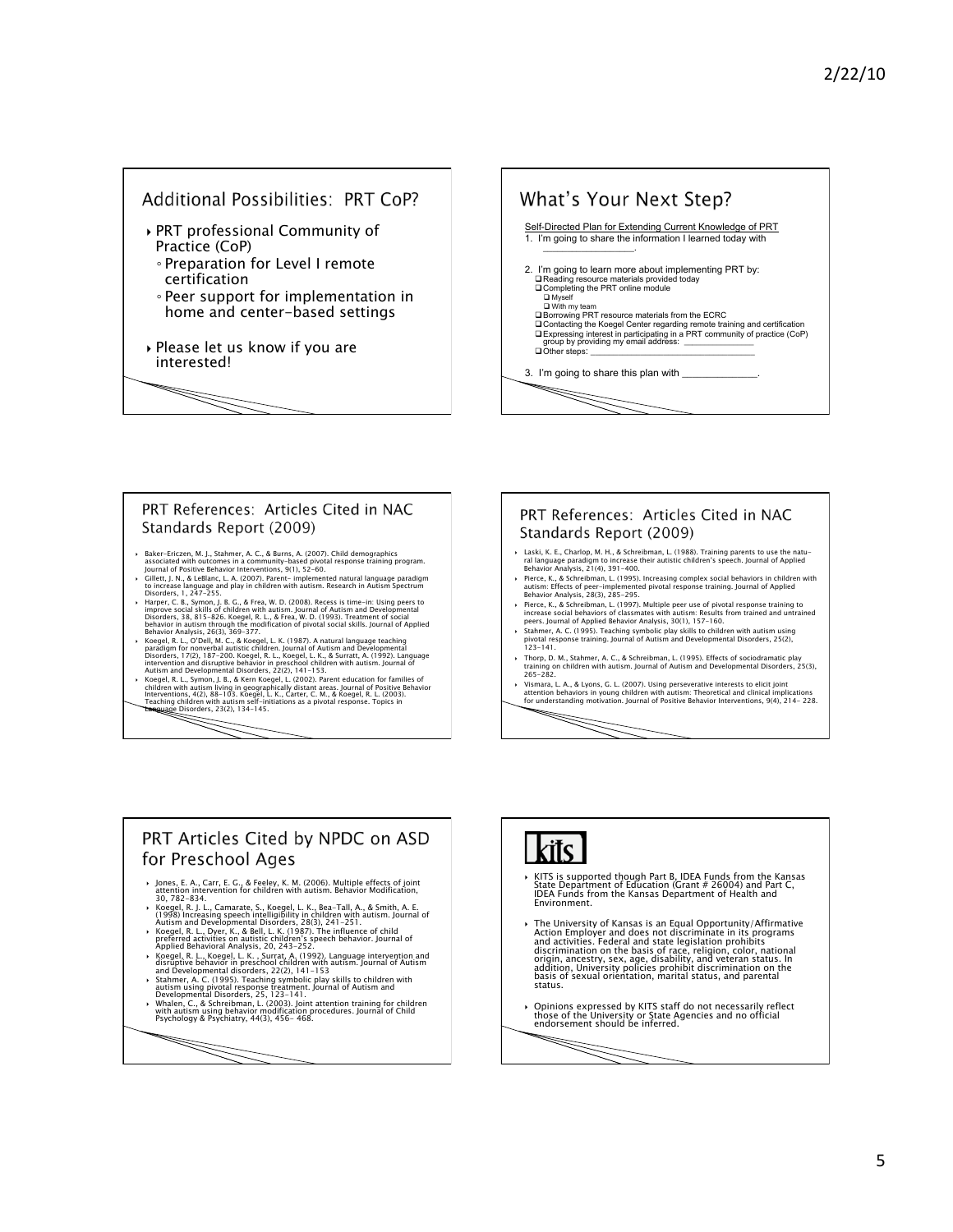## Additional Possibilities: PRT CoP?

- PRT professional Community of Practice (CoP)
  - Preparation for Level I remote certification
  - Peer support for implementation in home and center-based settings
- Please let us know if you are interested!

## What's Your Next Step?

Self-Directed Plan for Extending Current Knowledge of PRT

1. I'm going to share the information I learned today with _________________.
2. I'm going to learn more about implementing PRT by:
   - ❑ Reading resource materials provided today
   - ❑ Completing the PRT online module
     - ❑ Myself
     - ❑ With my team
   - ❑ Borrowing PRT resource materials from the ECRC
   - ❑ Contacting the Koegel Center regarding remote training and certification
   - ❑ Expressing interest in participating in a PRT community of practice (CoP) group by providing my email address: ______________
   - ❑ Other steps: _______________________________
3. I'm going to share this plan with ______________.

## PRT References: Articles Cited in NAC Standards Report (2009)

- Baker-Ericzen, M. J., Stahmer, A. C., & Burns, A. (2007). Child demographics associated with outcomes in a community-based pivotal response training program. Journal of Positive Behavior Interventions, 9(1), 52-60.
- Gillett, J. N., & LeBlanc, L. A. (2007). Parent- implemented natural language paradigm to increase language and play in children with autism. Research in Autism Spectrum Disorders, 1, 247-255.
- Harper, C. B., Symon, J. B. G., & Frea, W. D. (2008). Recess is time-in: Using peers to improve social skills of children with autism. Journal of Autism and Developmental Disorders, 38, 815-826. Koegel, R. L., & Frea, W. D. (1993). Treatment of social behavior in autism through the modification of pivotal social skills. Journal of Applied Behavior Analysis, 26(3), 369-377.
- Koegel, R. L., O'Dell, M. C., & Koegel, L. K. (1987). A natural language teaching paradigm for nonverbal autistic children. Journal of Autism and Developmental Disorders, 17(2), 187-200. Koegel, R. L., Koegel, L. K., & Surratt, A. (1992). Language intervention and disruptive behavior in preschool children with autism. Journal of Autism and Developmental Disorders, 22(2), 141-153.
- Koegel, R. L., Symon, J. B., & Kern Koegel, L. (2002). Parent education for families of children with autism living in geographically distant areas. Journal of Positive Behavior Interventions, 4(2), 88-103. Koegel, L. K., Carter, C. M., & Koegel, R. L. (2003). Teaching children with autism self-initiations as a pivotal response. Topics in Language Disorders, 23(2), 134-145.

## PRT References: Articles Cited in NAC Standards Report (2009)

- Laski, K. E., Charlop, M. H., & Schreibman, L. (1988). Training parents to use the natural language paradigm to increase their autistic children's speech. Journal of Applied Behavior Analysis, 21(4), 391-400.
- Pierce, K., & Schreibman, L. (1995). Increasing complex social behaviors in children with autism: Effects of peer-implemented pivotal response training. Journal of Applied Behavior Analysis, 28(3), 285-295.
- Pierce, K., & Schreibman, L. (1997). Multiple peer use of pivotal response training to increase social behaviors of classmates with autism: Results from trained and untrained peers. Journal of Applied Behavior Analysis, 30(1), 157-160.
- Stahmer, A. C. (1995). Teaching symbolic play skills to children with autism using pivotal response training. Journal of Autism and Developmental Disorders, 25(2), 123-141.
- Thorp, D. M., Stahmer, A. C., & Schreibman, L. (1995). Effects of sociodramatic play training on children with autism. Journal of Autism and Developmental Disorders, 25(3), 265-282.
- Vismara, L. A., & Lyons, G. L. (2007). Using perseverative interests to elicit joint attention behaviors in young children with autism: Theoretical and clinical implications for understanding motivation. Journal of Positive Behavior Interventions, 9(4), 214- 228.

## PRT Articles Cited by NPDC on ASD for Preschool Ages

- Jones, E. A., Carr, E. G., & Feeley, K. M. (2006). Multiple effects of joint attention intervention for children with autism. Behavior Modification, 30, 782-834.
- Koegel, R. J. L., Camarate, S., Koegel, L. K., Bea-Tall, A., & Smith, A. E. (1998) Increasing speech intelligibility in children with autism. Journal of Autism and Developmental Disorders, 28(3), 241-251.
- Koegel, R. L., Dyer, K., & Bell, L. K. (1987). The influence of child preferred activities on autistic children's speech behavior. Journal of Applied Behavioral Analysis, 20, 243-252.
- Koegel, R. L., Koegel, L. K. , Surrat, A. (1992). Language intervention and disruptive behavior in preschool children with autism. Journal of Autism and Developmental disorders, 22(2), 141-153
- Stahmer, A. C. (1995). Teaching symbolic play skills to children with autism using pivotal response treatment. Journal of Autism and Developmental Disorders, 25, 123-141.
- Whalen, C., & Schreibman, L. (2003). Joint attention training for children with autism using behavior modification procedures. Journal of Child Psychology & Psychiatry, 44(3), 456- 468.

## kits

- KITS is supported though Part B, IDEA Funds from the Kansas State Department of Education (Grant # 26004) and Part C, IDEA Funds from the Kansas Department of Health and Environment.
- The University of Kansas is an Equal Opportunity/Affirmative Action Employer and does not discriminate in its programs and activities. Federal and state legislation prohibits discrimination on the basis of race, religion, color, national origin, ancestry, sex, age, disability, and veteran status. In addition, University policies prohibit discrimination on the basis of sexual orientation, marital status, and parental status.
- Opinions expressed by KITS staff do not necessarily reflect those of the University or State Agencies and no official endorsement should be inferred.